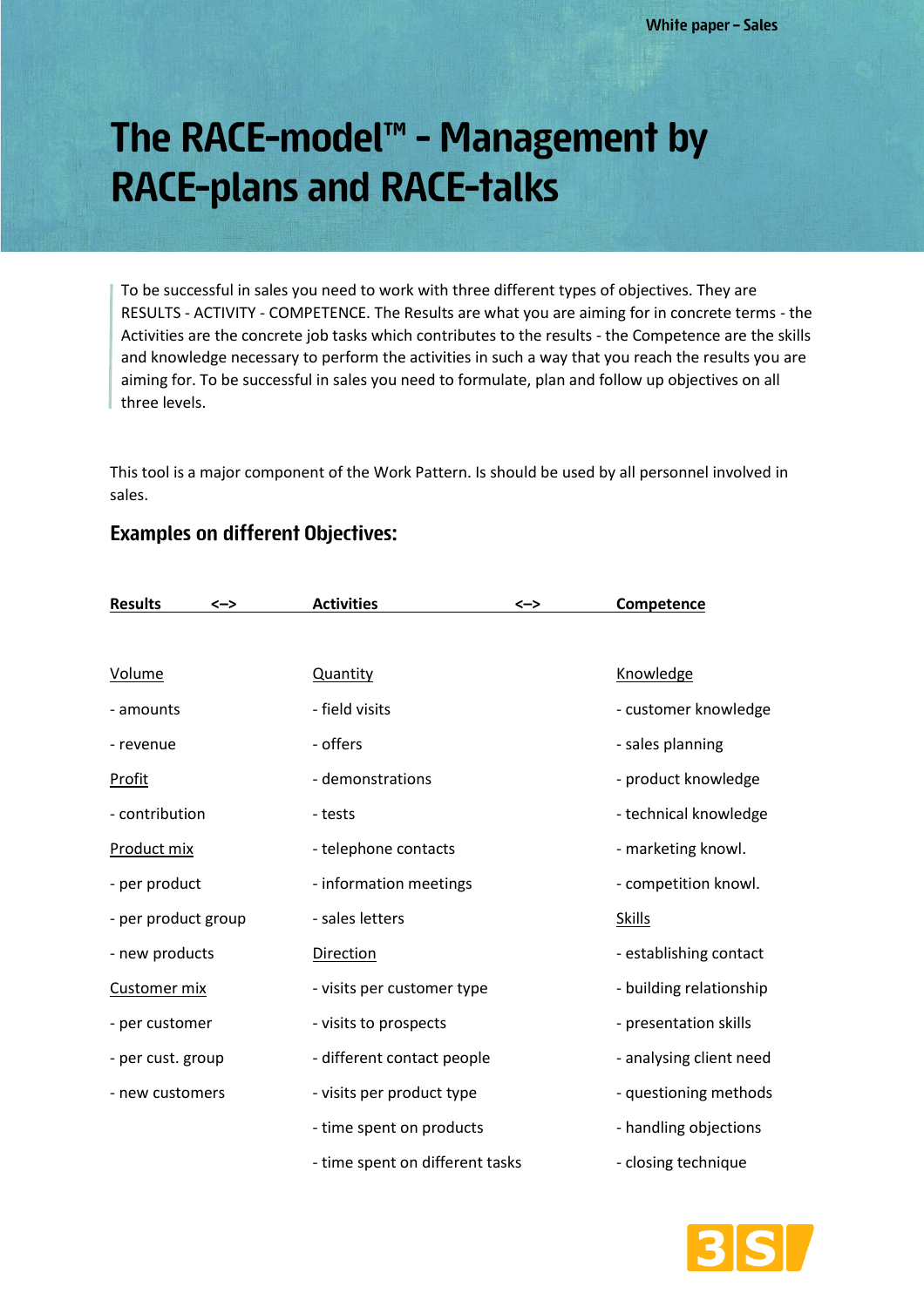# The RACE-model™ - Management by RACE-plans and RACE-talks

To be successful in sales you need to work with three different types of objectives. They are RESULTS - ACTIVITY - COMPETENCE. The Results are what you are aiming for in concrete terms - the Activities are the concrete job tasks which contributes to the results - the Competence are the skills and knowledge necessary to perform the activities in such a way that you reach the results you are aiming for. To be successful in sales you need to formulate, plan and follow up objectives on all three levels.

This tool is a major component of the Work Pattern. Is should be used by all personnel involved in sales.

## Examples on different Objectives:

| Results <–> | Activities <–> | Competence |
|---|---|---|
| Volume | Quantity | Knowledge |
| - amounts | - field visits | - customer knowledge |
| - revenue | - offers | - sales planning |
| Profit | - demonstrations | - product knowledge |
| - contribution | - tests | - technical knowledge |
| Product mix | - telephone contacts | - marketing knowl. |
| - per product | - information meetings | - competition knowl. |
| - per product group | - sales letters | Skills |
| - new products | Direction | - establishing contact |
| Customer mix | - visits per customer type | - building relationship |
| - per customer | - visits to prospects | - presentation skills |
| - per cust. group | - different contact people | - analysing client need |
| - new customers | - visits per product type | - questioning methods |
| | - time spent on products | - handling objections |
| | - time spent on different tasks | - closing technique |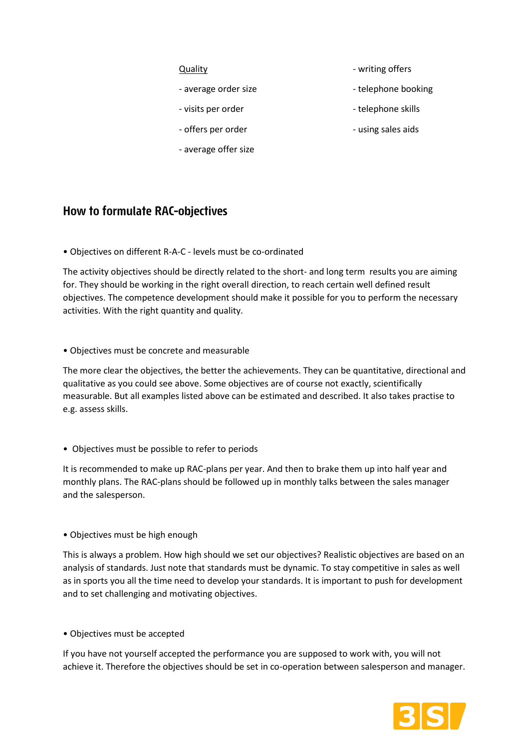Quality

- average order size
- visits per order
- offers per order
- average offer size

- writing offers
- telephone booking
- telephone skills
- using sales aids

## How to formulate RAC-objectives

• Objectives on different R-A-C - levels must be co-ordinated

The activity objectives should be directly related to the short- and long term results you are aiming for. They should be working in the right overall direction, to reach certain well defined result objectives. The competence development should make it possible for you to perform the necessary activities. With the right quantity and quality.

• Objectives must be concrete and measurable

The more clear the objectives, the better the achievements. They can be quantitative, directional and qualitative as you could see above. Some objectives are of course not exactly, scientifically measurable. But all examples listed above can be estimated and described. It also takes practise to e.g. assess skills.

• Objectives must be possible to refer to periods

It is recommended to make up RAC-plans per year. And then to brake them up into half year and monthly plans. The RAC-plans should be followed up in monthly talks between the sales manager and the salesperson.

• Objectives must be high enough

This is always a problem. How high should we set our objectives? Realistic objectives are based on an analysis of standards. Just note that standards must be dynamic. To stay competitive in sales as well as in sports you all the time need to develop your standards. It is important to push for development and to set challenging and motivating objectives.

• Objectives must be accepted

If you have not yourself accepted the performance you are supposed to work with, you will not achieve it. Therefore the objectives should be set in co-operation between salesperson and manager.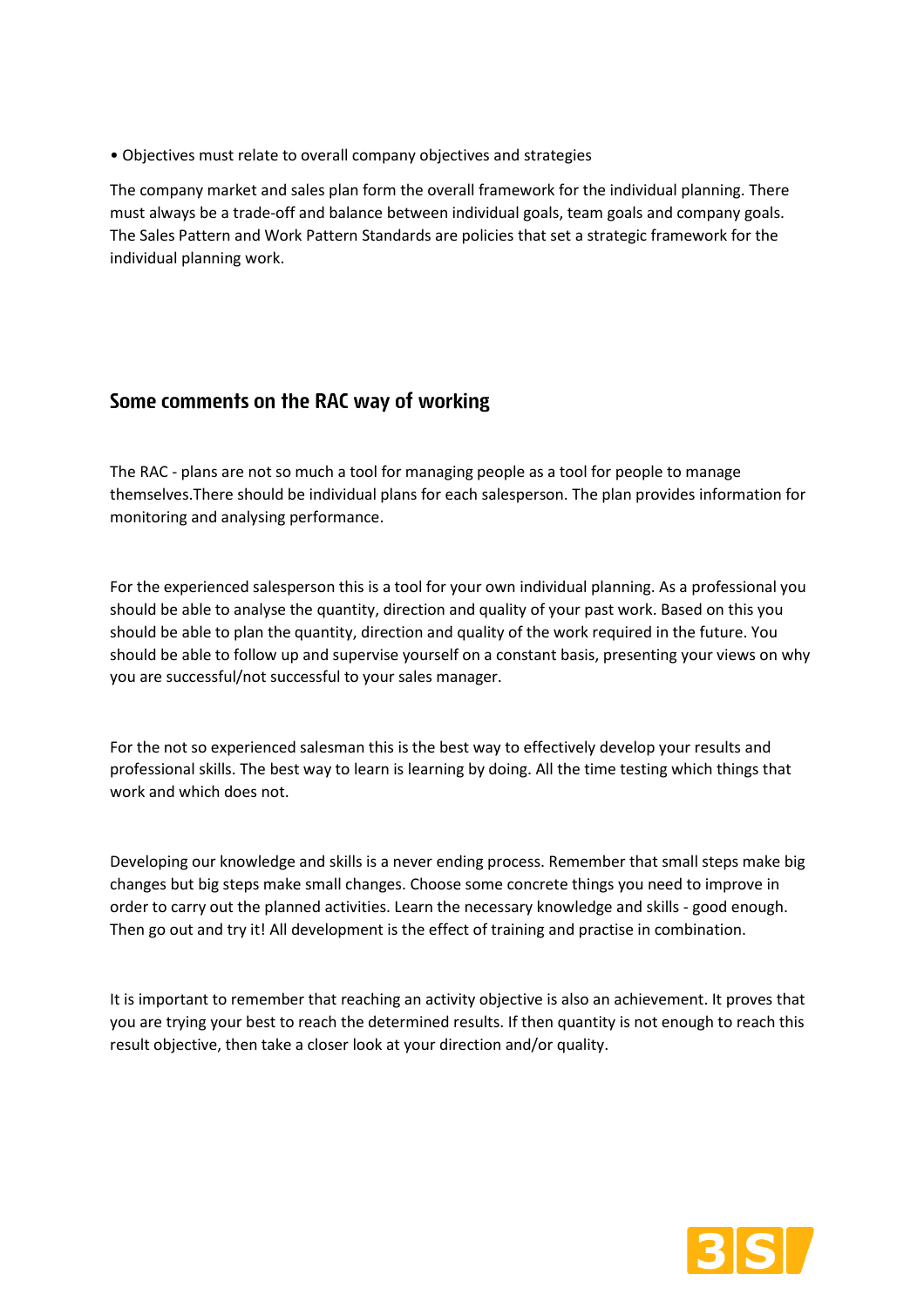- Objectives must relate to overall company objectives and strategies

The company market and sales plan form the overall framework for the individual planning. There must always be a trade-off and balance between individual goals, team goals and company goals. The Sales Pattern and Work Pattern Standards are policies that set a strategic framework for the individual planning work.

## Some comments on the RAC way of working

The RAC - plans are not so much a tool for managing people as a tool for people to manage themselves.There should be individual plans for each salesperson. The plan provides information for monitoring and analysing performance.

For the experienced salesperson this is a tool for your own individual planning. As a professional you should be able to analyse the quantity, direction and quality of your past work. Based on this you should be able to plan the quantity, direction and quality of the work required in the future. You should be able to follow up and supervise yourself on a constant basis, presenting your views on why you are successful/not successful to your sales manager.

For the not so experienced salesman this is the best way to effectively develop your results and professional skills. The best way to learn is learning by doing. All the time testing which things that work and which does not.

Developing our knowledge and skills is a never ending process. Remember that small steps make big changes but big steps make small changes. Choose some concrete things you need to improve in order to carry out the planned activities. Learn the necessary knowledge and skills - good enough. Then go out and try it! All development is the effect of training and practise in combination.

It is important to remember that reaching an activity objective is also an achievement. It proves that you are trying your best to reach the determined results. If then quantity is not enough to reach this result objective, then take a closer look at your direction and/or quality.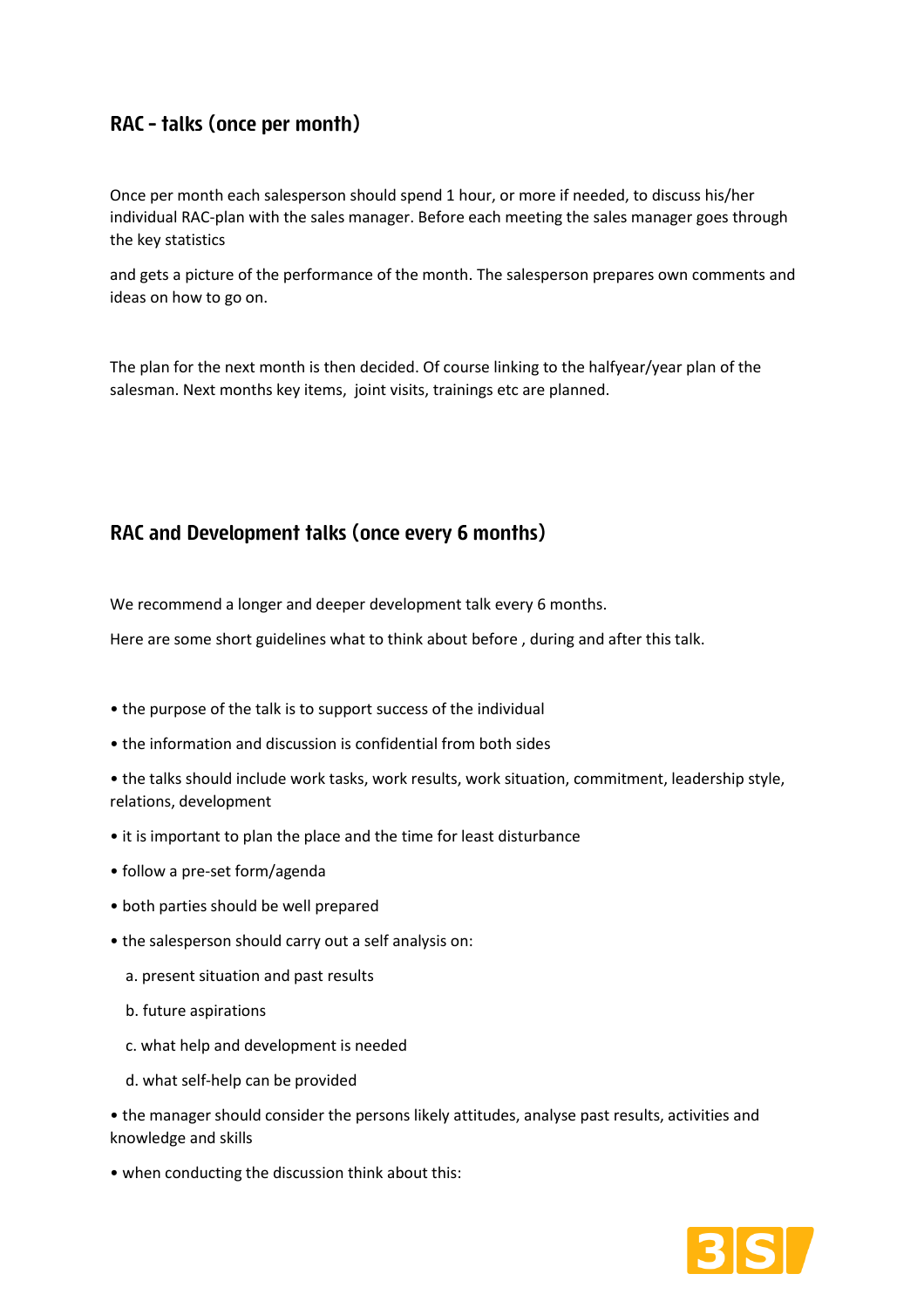## RAC - talks (once per month)

Once per month each salesperson should spend 1 hour, or more if needed, to discuss his/her individual RAC-plan with the sales manager. Before each meeting the sales manager goes through the key statistics

and gets a picture of the performance of the month. The salesperson prepares own comments and ideas on how to go on.

The plan for the next month is then decided. Of course linking to the halfyear/year plan of the salesman. Next months key items, joint visits, trainings etc are planned.

## RAC and Development talks (once every 6 months)

We recommend a longer and deeper development talk every 6 months.

Here are some short guidelines what to think about before , during and after this talk.

- the purpose of the talk is to support success of the individual
- the information and discussion is confidential from both sides
- the talks should include work tasks, work results, work situation, commitment, leadership style, relations, development
- it is important to plan the place and the time for least disturbance
- follow a pre-set form/agenda
- both parties should be well prepared
- the salesperson should carry out a self analysis on:
  a. present situation and past results
  b. future aspirations
  c. what help and development is needed
  d. what self-help can be provided
- the manager should consider the persons likely attitudes, analyse past results, activities and knowledge and skills
- when conducting the discussion think about this: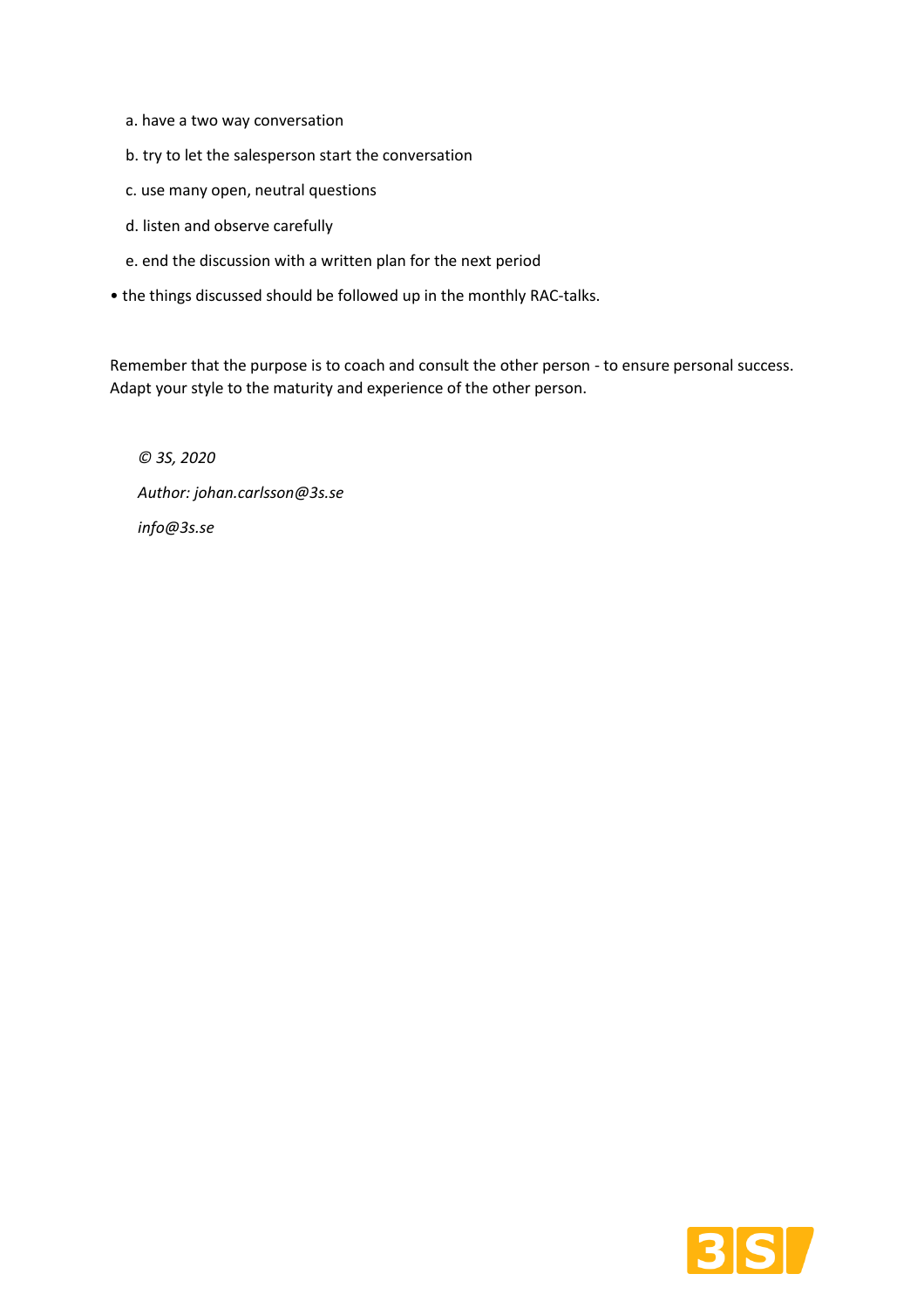a. have a two way conversation

b. try to let the salesperson start the conversation

c. use many open, neutral questions

d. listen and observe carefully

e. end the discussion with a written plan for the next period

- the things discussed should be followed up in the monthly RAC-talks.

Remember that the purpose is to coach and consult the other person - to ensure personal success. Adapt your style to the maturity and experience of the other person.

*© 3S, 2020*

*Author: johan.carlsson@3s.se*

*info@3s.se*